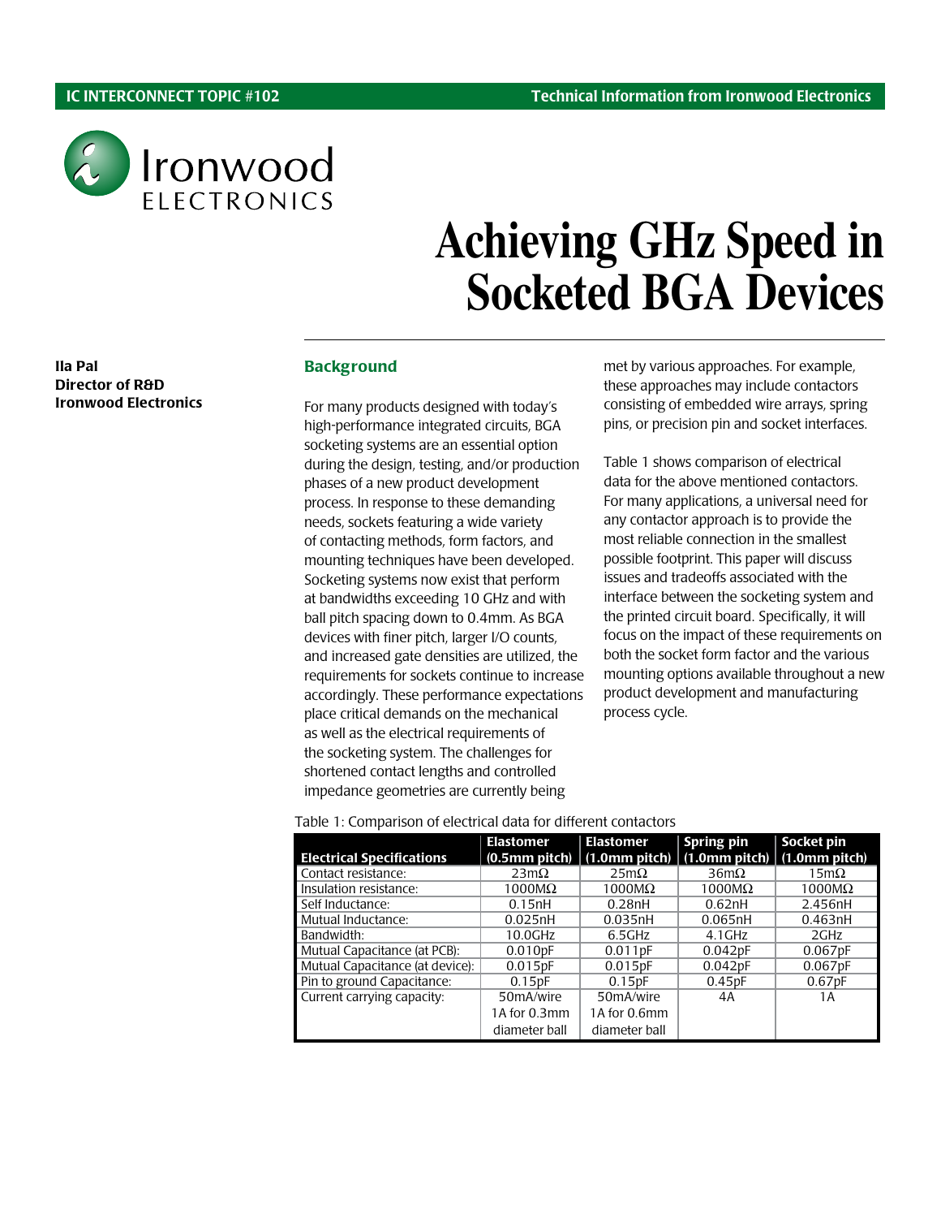# Achieving GHz Speed in Socketed BGA Devices

**Ila Pal**
**Director of R&D**
**Ironwood Electronics**

## Background

For many products designed with today's high-performance integrated circuits, BGA socketing systems are an essential option during the design, testing, and/or production phases of a new product development process. In response to these demanding needs, sockets featuring a wide variety of contacting methods, form factors, and mounting techniques have been developed. Socketing systems now exist that perform at bandwidths exceeding 10 GHz and with ball pitch spacing down to 0.4mm. As BGA devices with finer pitch, larger I/O counts, and increased gate densities are utilized, the requirements for sockets continue to increase accordingly. These performance expectations place critical demands on the mechanical as well as the electrical requirements of the socketing system. The challenges for shortened contact lengths and controlled impedance geometries are currently being met by various approaches. For example, these approaches may include contactors consisting of embedded wire arrays, spring pins, or precision pin and socket interfaces.

Table 1 shows comparison of electrical data for the above mentioned contactors. For many applications, a universal need for any contactor approach is to provide the most reliable connection in the smallest possible footprint. This paper will discuss issues and tradeoffs associated with the interface between the socketing system and the printed circuit board. Specifically, it will focus on the impact of these requirements on both the socket form factor and the various mounting options available throughout a new product development and manufacturing process cycle.

Table 1: Comparison of electrical data for different contactors

| Electrical Specifications | Elastomer (0.5mm pitch) | Elastomer (1.0mm pitch) | Spring pin (1.0mm pitch) | Socket pin (1.0mm pitch) |
|---|---|---|---|---|
| Contact resistance: | 23mΩ | 25mΩ | 36mΩ | 15mΩ |
| Insulation resistance: | 1000MΩ | 1000MΩ | 1000MΩ | 1000MΩ |
| Self Inductance: | 0.15nH | 0.28nH | 0.62nH | 2.456nH |
| Mutual Inductance: | 0.025nH | 0.035nH | 0.065nH | 0.463nH |
| Bandwidth: | 10.0GHz | 6.5GHz | 4.1GHz | 2GHz |
| Mutual Capacitance (at PCB): | 0.010pF | 0.011pF | 0.042pF | 0.067pF |
| Mutual Capacitance (at device): | 0.015pF | 0.015pF | 0.042pF | 0.067pF |
| Pin to ground Capacitance: | 0.15pF | 0.15pF | 0.45pF | 0.67pF |
| Current carrying capacity: | 50mA/wire 1A for 0.3mm diameter ball | 50mA/wire 1A for 0.6mm diameter ball | 4A | 1A |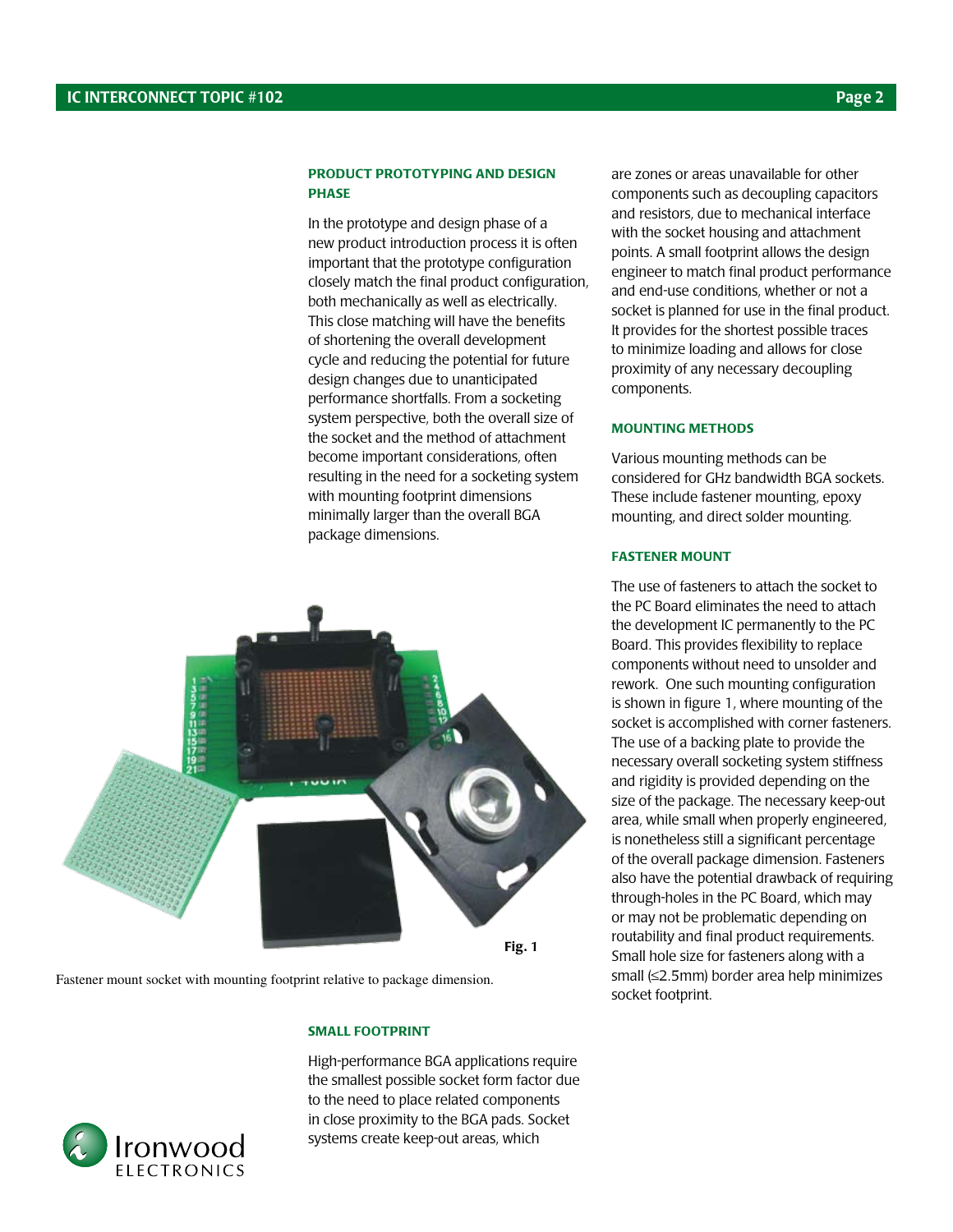## PRODUCT PROTOTYPING AND DESIGN PHASE

In the prototype and design phase of a new product introduction process it is often important that the prototype configuration closely match the final product configuration, both mechanically as well as electrically. This close matching will have the benefits of shortening the overall development cycle and reducing the potential for future design changes due to unanticipated performance shortfalls. From a socketing system perspective, both the overall size of the socket and the method of attachment become important considerations, often resulting in the need for a socketing system with mounting footprint dimensions minimally larger than the overall BGA package dimensions.

Fig. 1

Fastener mount socket with mounting footprint relative to package dimension.

## SMALL FOOTPRINT

High-performance BGA applications require the smallest possible socket form factor due to the need to place related components in close proximity to the BGA pads. Socket systems create keep-out areas, which are zones or areas unavailable for other components such as decoupling capacitors and resistors, due to mechanical interface with the socket housing and attachment points. A small footprint allows the design engineer to match final product performance and end-use conditions, whether or not a socket is planned for use in the final product. It provides for the shortest possible traces to minimize loading and allows for close proximity of any necessary decoupling components.

## MOUNTING METHODS

Various mounting methods can be considered for GHz bandwidth BGA sockets. These include fastener mounting, epoxy mounting, and direct solder mounting.

## FASTENER MOUNT

The use of fasteners to attach the socket to the PC Board eliminates the need to attach the development IC permanently to the PC Board. This provides flexibility to replace components without need to unsolder and rework. One such mounting configuration is shown in figure 1, where mounting of the socket is accomplished with corner fasteners. The use of a backing plate to provide the necessary overall socketing system stiffness and rigidity is provided depending on the size of the package. The necessary keep-out area, while small when properly engineered, is nonetheless still a significant percentage of the overall package dimension. Fasteners also have the potential drawback of requiring through-holes in the PC Board, which may or may not be problematic depending on routability and final product requirements. Small hole size for fasteners along with a small (≤2.5mm) border area help minimizes socket footprint.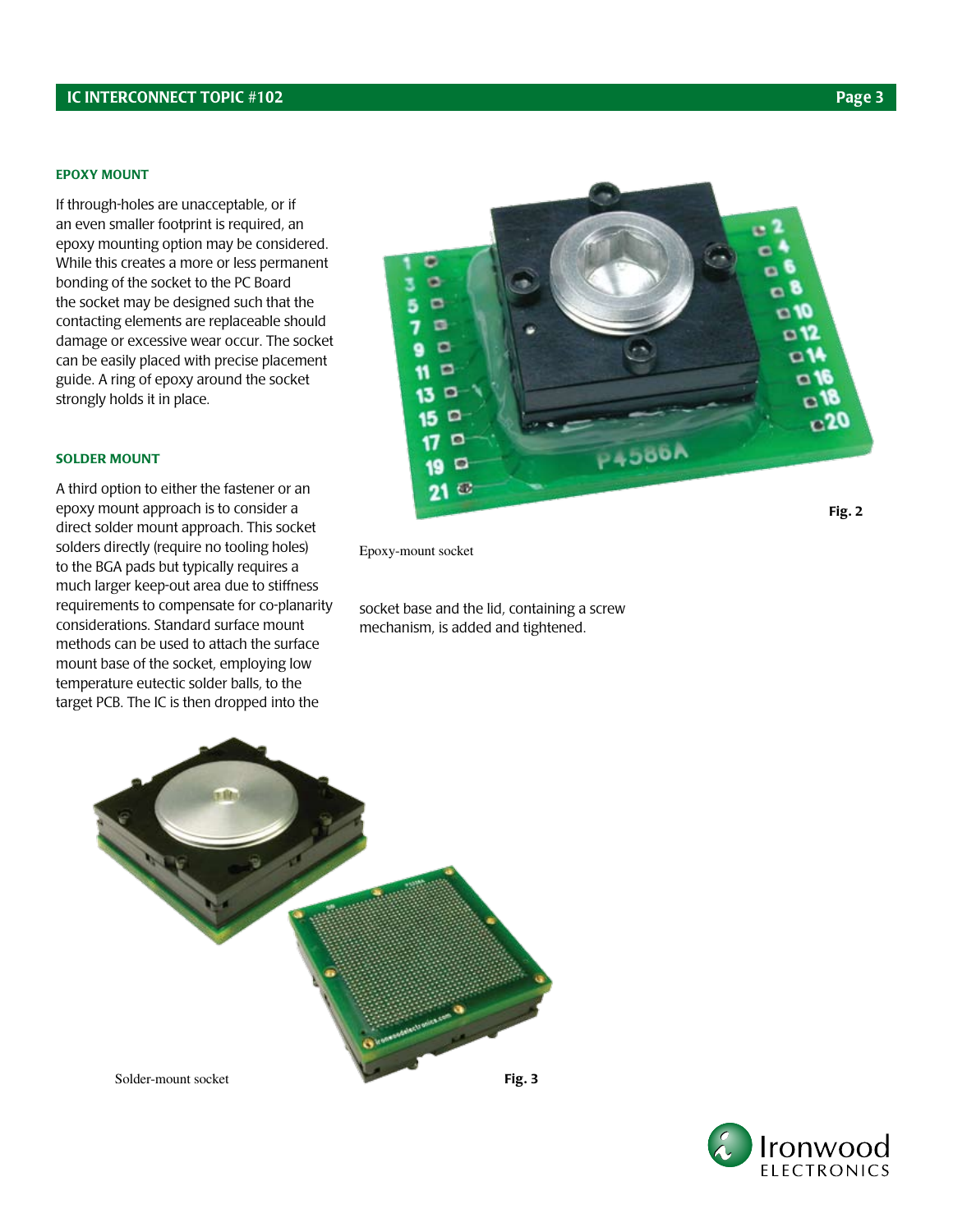## EPOXY MOUNT

If through-holes are unacceptable, or if an even smaller footprint is required, an epoxy mounting option may be considered. While this creates a more or less permanent bonding of the socket to the PC Board the socket may be designed such that the contacting elements are replaceable should damage or excessive wear occur. The socket can be easily placed with precise placement guide. A ring of epoxy around the socket strongly holds it in place.

Fig. 2

Epoxy-mount socket

## SOLDER MOUNT

A third option to either the fastener or an epoxy mount approach is to consider a direct solder mount approach. This socket solders directly (require no tooling holes) to the BGA pads but typically requires a much larger keep-out area due to stiffness requirements to compensate for co-planarity considerations. Standard surface mount methods can be used to attach the surface mount base of the socket, employing low temperature eutectic solder balls, to the target PCB. The IC is then dropped into the socket base and the lid, containing a screw mechanism, is added and tightened.

Solder-mount socket

Fig. 3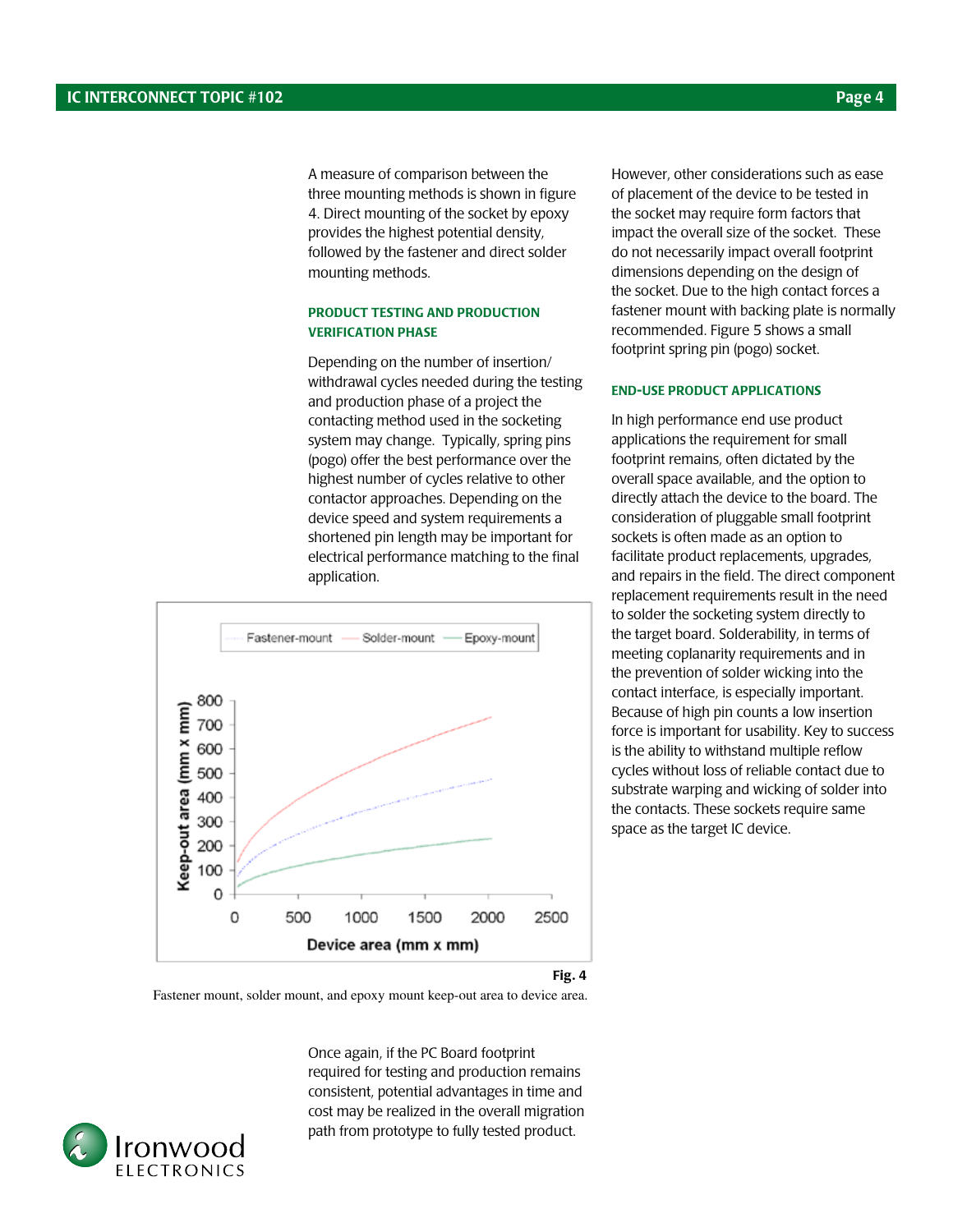A measure of comparison between the three mounting methods is shown in figure 4. Direct mounting of the socket by epoxy provides the highest potential density, followed by the fastener and direct solder mounting methods.

### PRODUCT TESTING AND PRODUCTION VERIFICATION PHASE

Depending on the number of insertion/ withdrawal cycles needed during the testing and production phase of a project the contacting method used in the socketing system may change. Typically, spring pins (pogo) offer the best performance over the highest number of cycles relative to other contactor approaches. Depending on the device speed and system requirements a shortened pin length may be important for electrical performance matching to the final application.

**Fig. 4**

Fastener mount, solder mount, and epoxy mount keep-out area to device area.

Once again, if the PC Board footprint required for testing and production remains consistent, potential advantages in time and cost may be realized in the overall migration path from prototype to fully tested product.

However, other considerations such as ease of placement of the device to be tested in the socket may require form factors that impact the overall size of the socket. These do not necessarily impact overall footprint dimensions depending on the design of the socket. Due to the high contact forces a fastener mount with backing plate is normally recommended. Figure 5 shows a small footprint spring pin (pogo) socket.

### END-USE PRODUCT APPLICATIONS

In high performance end use product applications the requirement for small footprint remains, often dictated by the overall space available, and the option to directly attach the device to the board. The consideration of pluggable small footprint sockets is often made as an option to facilitate product replacements, upgrades, and repairs in the field. The direct component replacement requirements result in the need to solder the socketing system directly to the target board. Solderability, in terms of meeting coplanarity requirements and in the prevention of solder wicking into the contact interface, is especially important. Because of high pin counts a low insertion force is important for usability. Key to success is the ability to withstand multiple reflow cycles without loss of reliable contact due to substrate warping and wicking of solder into the contacts. These sockets require same space as the target IC device.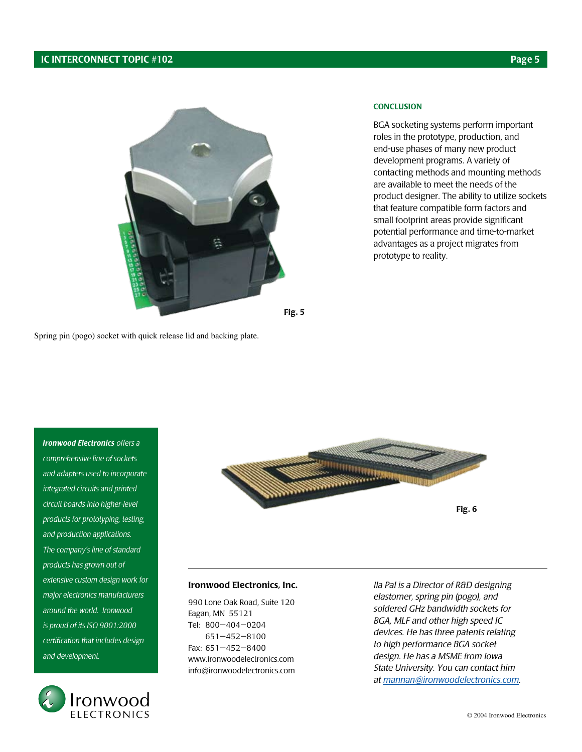Fig. 5

Spring pin (pogo) socket with quick release lid and backing plate.

## CONCLUSION

BGA socketing systems perform important roles in the prototype, production, and end-use phases of many new product development programs. A variety of contacting methods and mounting methods are available to meet the needs of the product designer. The ability to utilize sockets that feature compatible form factors and small footprint areas provide significant potential performance and time-to-market advantages as a project migrates from prototype to reality.

*__Ironwood Electronics__ offers a comprehensive line of sockets and adapters used to incorporate integrated circuits and printed circuit boards into higher-level products for prototyping, testing, and production applications. The company's line of standard products has grown out of extensive custom design work for major electronics manufacturers around the world. Ironwood is proud of its ISO 9001:2000 certification that includes design and development.*

Fig. 6

**Ironwood Electronics, Inc.**

990 Lone Oak Road, Suite 120
Eagan, MN 55121
Tel: 800–404–0204
651–452–8100
Fax: 651–452–8400
www.ironwoodelectronics.com
info@ironwoodelectronics.com

*Ila Pal is a Director of R&D designing elastomer, spring pin (pogo), and soldered GHz bandwidth sockets for BGA, MLF and other high speed IC devices. He has three patents relating to high performance BGA socket design. He has a MSME from Iowa State University. You can contact him at [mannan@ironwoodelectronics.com](mailto:mannan@ironwoodelectronics.com).*

Ironwood ELECTRONICS

© 2004 Ironwood Electronics